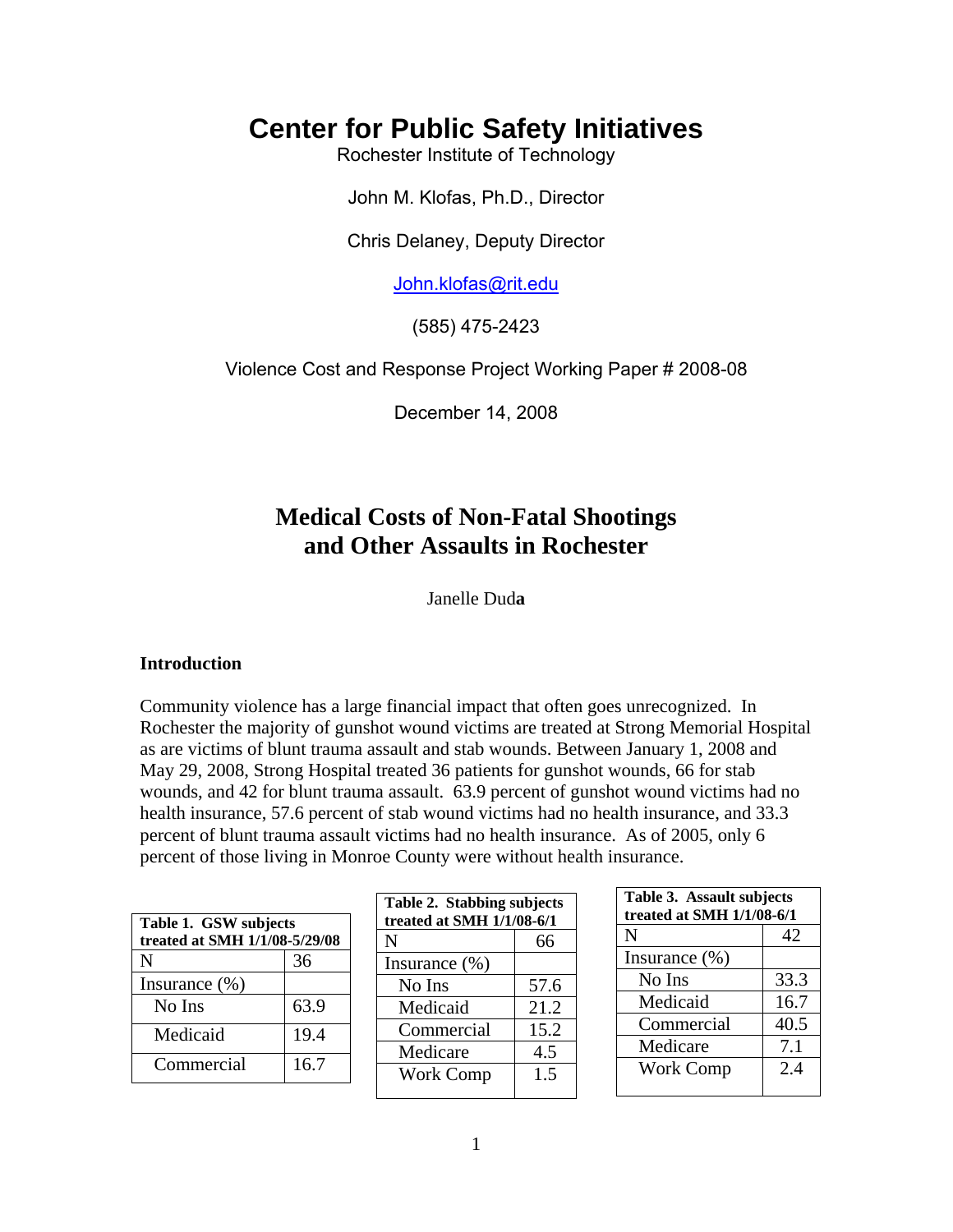# Center for Public Safety Initiatives

Rochester Institute of Technology

John M. Klofas, Ph.D., Director

Chris Delaney, Deputy Director

John.klofas@rit.edu

(585) 475-2423

Violence Cost and Response Project Working Paper # 2008-08

December 14, 2008

## Medical Costs of Non-Fatal Shootings and Other Assaults in Rochester

Janelle Duda

### Introduction

Community violence has a large financial impact that often goes unrecognized. In Rochester the majority of gunshot wound victims are treated at Strong Memorial Hospital as are victims of blunt trauma assault and stab wounds. Between January 1, 2008 and May 29, 2008, Strong Hospital treated 36 patients for gunshot wounds, 66 for stab wounds, and 42 for blunt trauma assault. 63.9 percent of gunshot wound victims had no health insurance, 57.6 percent of stab wound victims had no health insurance, and 33.3 percent of blunt trauma assault victims had no health insurance. As of 2005, only 6 percent of those living in Monroe County were without health insurance.

**Table 1. GSW subjects treated at SMH 1/1/08-5/29/08**

| | |
|---|---|
| N | 36 |
| Insurance (%) | |
| No Ins | 63.9 |
| Medicaid | 19.4 |
| Commercial | 16.7 |

**Table 2. Stabbing subjects treated at SMH 1/1/08-6/1**

| | |
|---|---|
| N | 66 |
| Insurance (%) | |
| No Ins | 57.6 |
| Medicaid | 21.2 |
| Commercial | 15.2 |
| Medicare | 4.5 |
| Work Comp | 1.5 |

**Table 3. Assault subjects treated at SMH 1/1/08-6/1**

| | |
|---|---|
| N | 42 |
| Insurance (%) | |
| No Ins | 33.3 |
| Medicaid | 16.7 |
| Commercial | 40.5 |
| Medicare | 7.1 |
| Work Comp | 2.4 |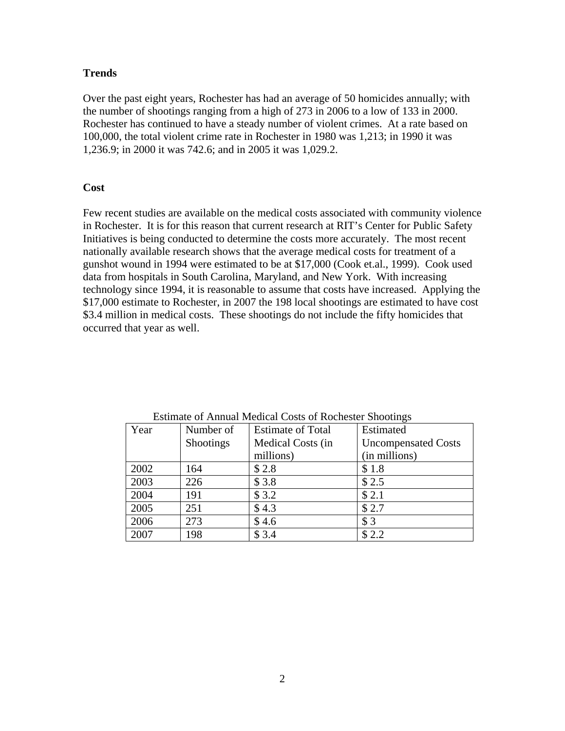## Trends

Over the past eight years, Rochester has had an average of 50 homicides annually; with the number of shootings ranging from a high of 273 in 2006 to a low of 133 in 2000. Rochester has continued to have a steady number of violent crimes. At a rate based on 100,000, the total violent crime rate in Rochester in 1980 was 1,213; in 1990 it was 1,236.9; in 2000 it was 742.6; and in 2005 it was 1,029.2.

## Cost

Few recent studies are available on the medical costs associated with community violence in Rochester. It is for this reason that current research at RIT's Center for Public Safety Initiatives is being conducted to determine the costs more accurately. The most recent nationally available research shows that the average medical costs for treatment of a gunshot wound in 1994 were estimated to be at $17,000 (Cook et.al., 1999). Cook used data from hospitals in South Carolina, Maryland, and New York. With increasing technology since 1994, it is reasonable to assume that costs have increased. Applying the $17,000 estimate to Rochester, in 2007 the 198 local shootings are estimated to have cost $3.4 million in medical costs. These shootings do not include the fifty homicides that occurred that year as well.

Estimate of Annual Medical Costs of Rochester Shootings

| Year | Number of Shootings | Estimate of Total Medical Costs (in millions) | Estimated Uncompensated Costs (in millions) |
|---|---|---|---|
| 2002 | 164 | $ 2.8 | $ 1.8 |
| 2003 | 226 | $ 3.8 | $ 2.5 |
| 2004 | 191 | $ 3.2 | $ 2.1 |
| 2005 | 251 | $ 4.3 | $ 2.7 |
| 2006 | 273 | $ 4.6 | $ 3 |
| 2007 | 198 | $ 3.4 | $ 2.2 |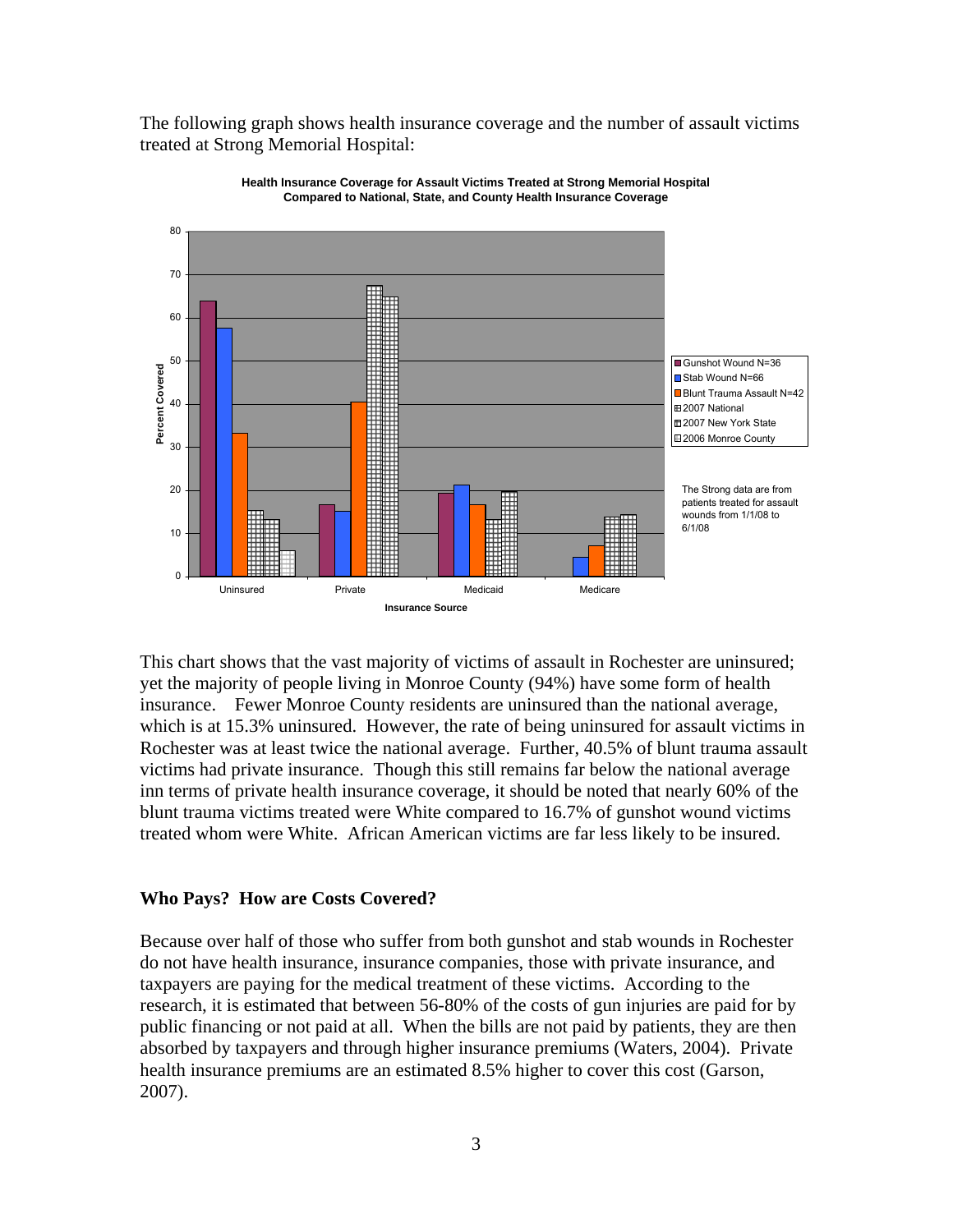The following graph shows health insurance coverage and the number of assault victims treated at Strong Memorial Hospital:

**Health Insurance Coverage for Assault Victims Treated at Strong Memorial Hospital Compared to National, State, and County Health Insurance Coverage**

The Strong data are from patients treated for assault wounds from 1/1/08 to 6/1/08

This chart shows that the vast majority of victims of assault in Rochester are uninsured; yet the majority of people living in Monroe County (94%) have some form of health insurance. Fewer Monroe County residents are uninsured than the national average, which is at 15.3% uninsured. However, the rate of being uninsured for assault victims in Rochester was at least twice the national average. Further, 40.5% of blunt trauma assault victims had private insurance. Though this still remains far below the national average inn terms of private health insurance coverage, it should be noted that nearly 60% of the blunt trauma victims treated were White compared to 16.7% of gunshot wound victims treated whom were White. African American victims are far less likely to be insured.

### Who Pays? How are Costs Covered?

Because over half of those who suffer from both gunshot and stab wounds in Rochester do not have health insurance, insurance companies, those with private insurance, and taxpayers are paying for the medical treatment of these victims. According to the research, it is estimated that between 56-80% of the costs of gun injuries are paid for by public financing or not paid at all. When the bills are not paid by patients, they are then absorbed by taxpayers and through higher insurance premiums (Waters, 2004). Private health insurance premiums are an estimated 8.5% higher to cover this cost (Garson, 2007).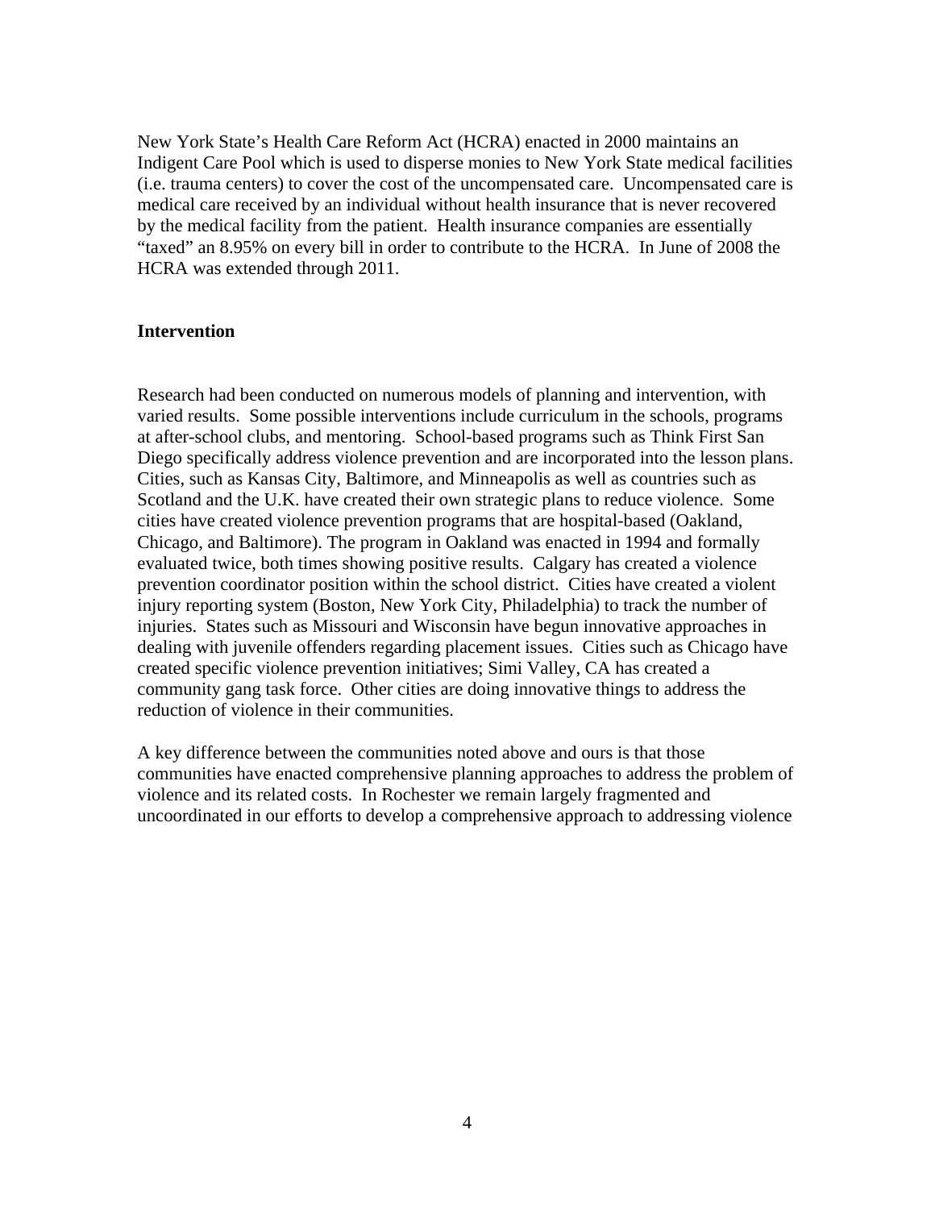New York State's Health Care Reform Act (HCRA) enacted in 2000 maintains an Indigent Care Pool which is used to disperse monies to New York State medical facilities (i.e. trauma centers) to cover the cost of the uncompensated care. Uncompensated care is medical care received by an individual without health insurance that is never recovered by the medical facility from the patient. Health insurance companies are essentially "taxed" an 8.95% on every bill in order to contribute to the HCRA. In June of 2008 the HCRA was extended through 2011.

## Intervention

Research had been conducted on numerous models of planning and intervention, with varied results. Some possible interventions include curriculum in the schools, programs at after-school clubs, and mentoring. School-based programs such as Think First San Diego specifically address violence prevention and are incorporated into the lesson plans. Cities, such as Kansas City, Baltimore, and Minneapolis as well as countries such as Scotland and the U.K. have created their own strategic plans to reduce violence. Some cities have created violence prevention programs that are hospital-based (Oakland, Chicago, and Baltimore). The program in Oakland was enacted in 1994 and formally evaluated twice, both times showing positive results. Calgary has created a violence prevention coordinator position within the school district. Cities have created a violent injury reporting system (Boston, New York City, Philadelphia) to track the number of injuries. States such as Missouri and Wisconsin have begun innovative approaches in dealing with juvenile offenders regarding placement issues. Cities such as Chicago have created specific violence prevention initiatives; Simi Valley, CA has created a community gang task force. Other cities are doing innovative things to address the reduction of violence in their communities.

A key difference between the communities noted above and ours is that those communities have enacted comprehensive planning approaches to address the problem of violence and its related costs. In Rochester we remain largely fragmented and uncoordinated in our efforts to develop a comprehensive approach to addressing violence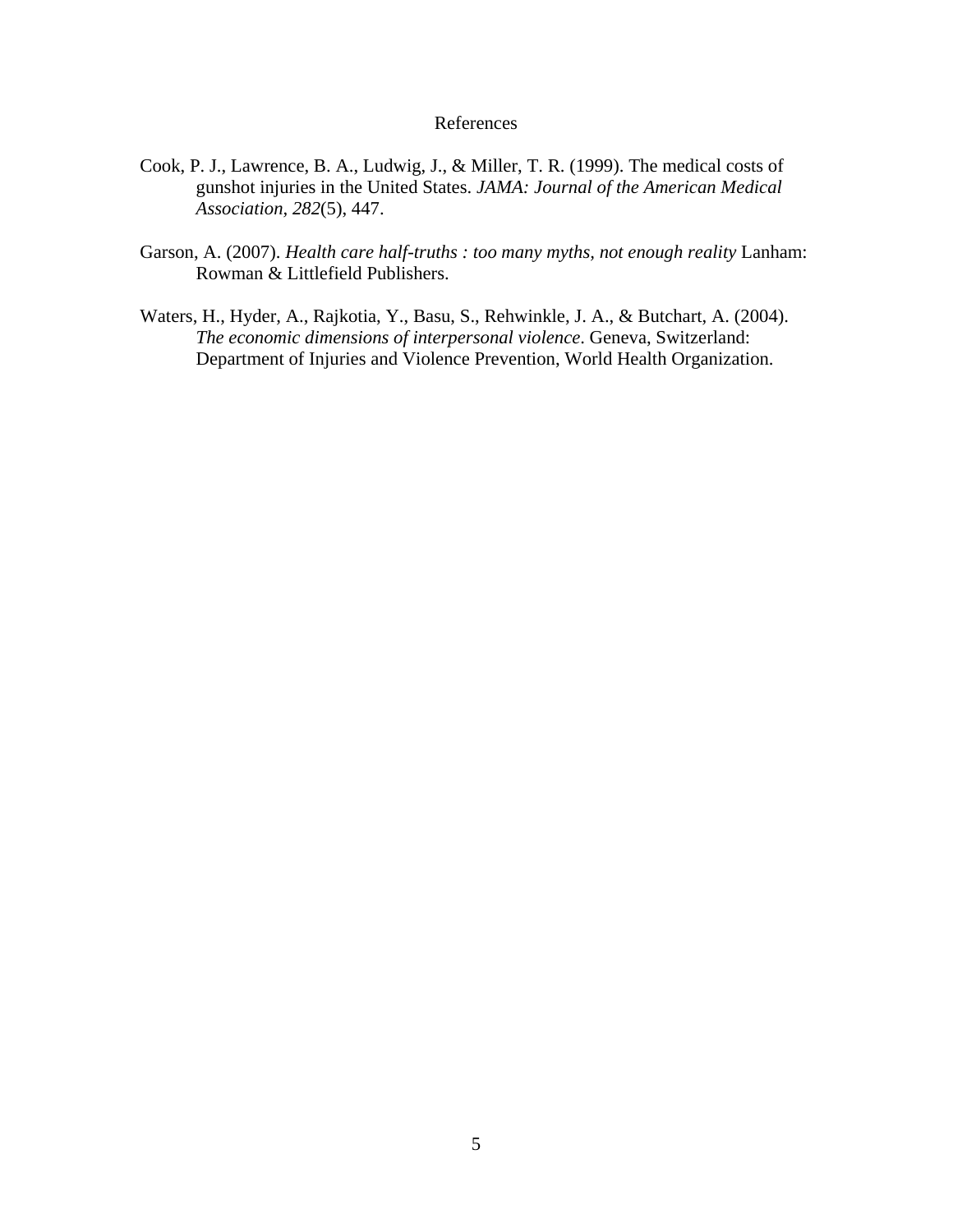# References

Cook, P. J., Lawrence, B. A., Ludwig, J., & Miller, T. R. (1999). The medical costs of gunshot injuries in the United States. *JAMA: Journal of the American Medical Association, 282*(5), 447.

Garson, A. (2007). *Health care half-truths : too many myths, not enough reality* Lanham: Rowman & Littlefield Publishers.

Waters, H., Hyder, A., Rajkotia, Y., Basu, S., Rehwinkle, J. A., & Butchart, A. (2004). *The economic dimensions of interpersonal violence*. Geneva, Switzerland: Department of Injuries and Violence Prevention, World Health Organization.